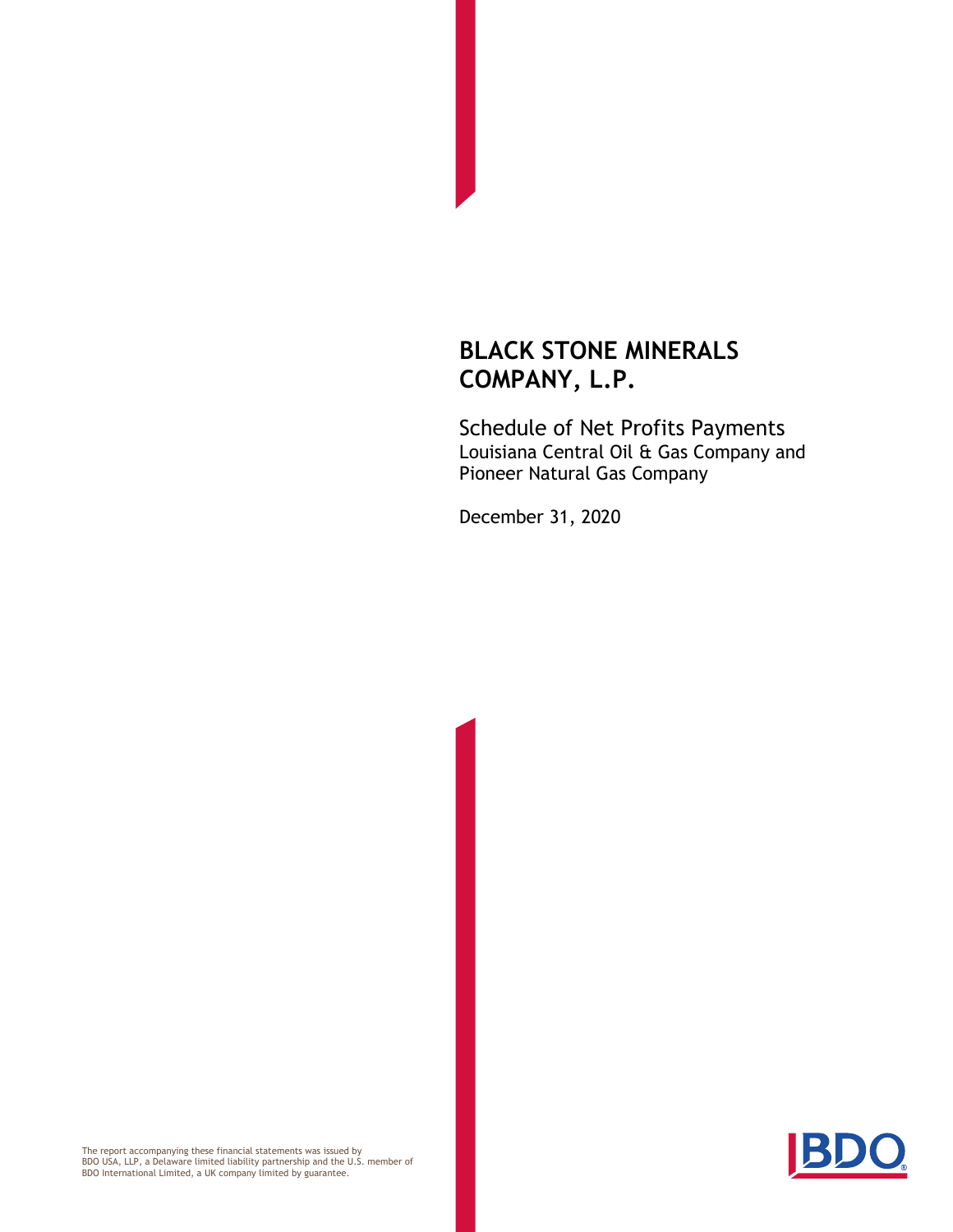# BLACK STONE MINERALS COMPANY, L.P.

## Schedule of Net Profits Payments

Louisiana Central Oil & Gas Company and Pioneer Natural Gas Company

December 31, 2020

The report accompanying these financial statements was issued by BDO USA, LLP, a Delaware limited liability partnership and the U.S. member of BDO International Limited, a UK company limited by guarantee.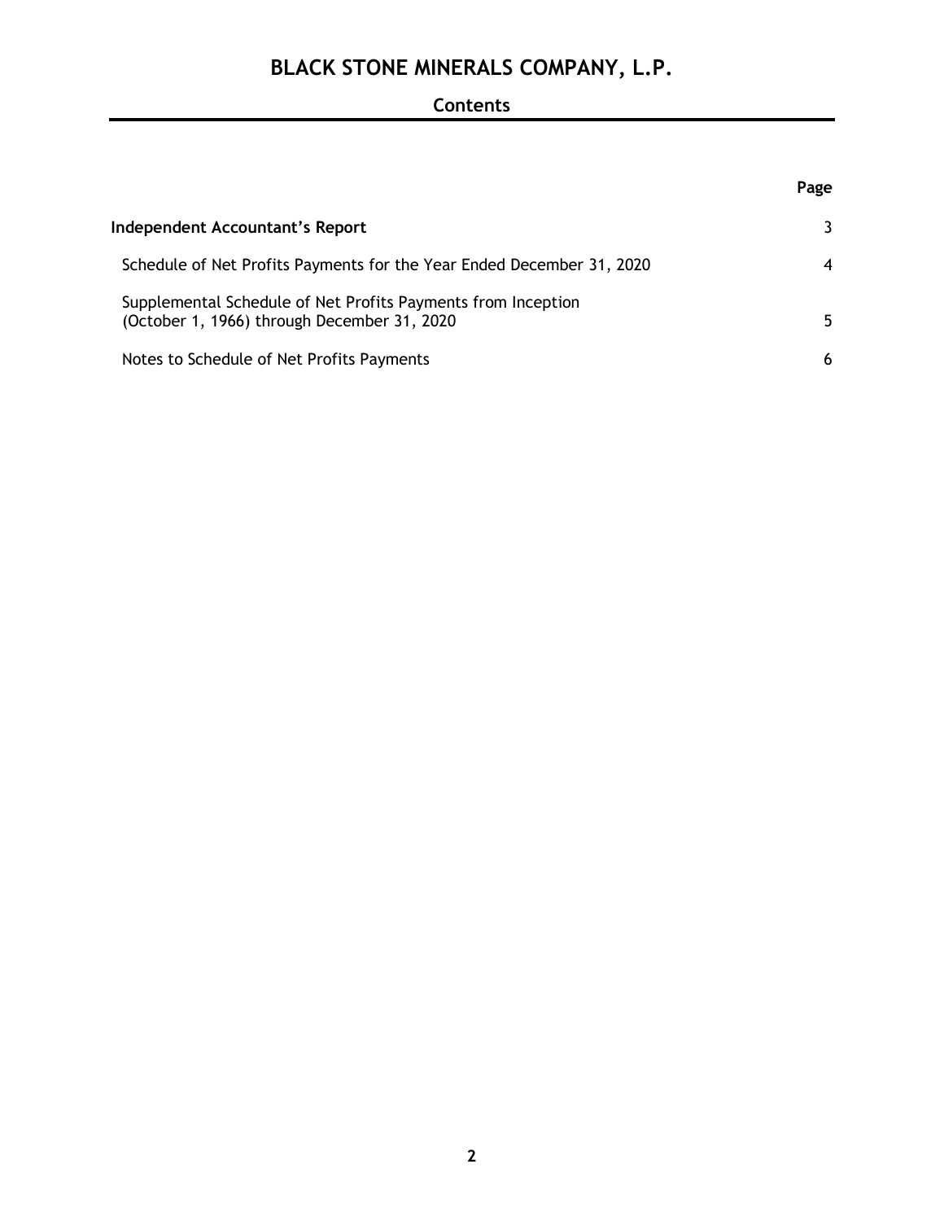# BLACK STONE MINERALS COMPANY, L.P.

## Contents

| | Page |
|---|---|
| **Independent Accountant's Report** | 3 |
| Schedule of Net Profits Payments for the Year Ended December 31, 2020 | 4 |
| Supplemental Schedule of Net Profits Payments from Inception (October 1, 1966) through December 31, 2020 | 5 |
| Notes to Schedule of Net Profits Payments | 6 |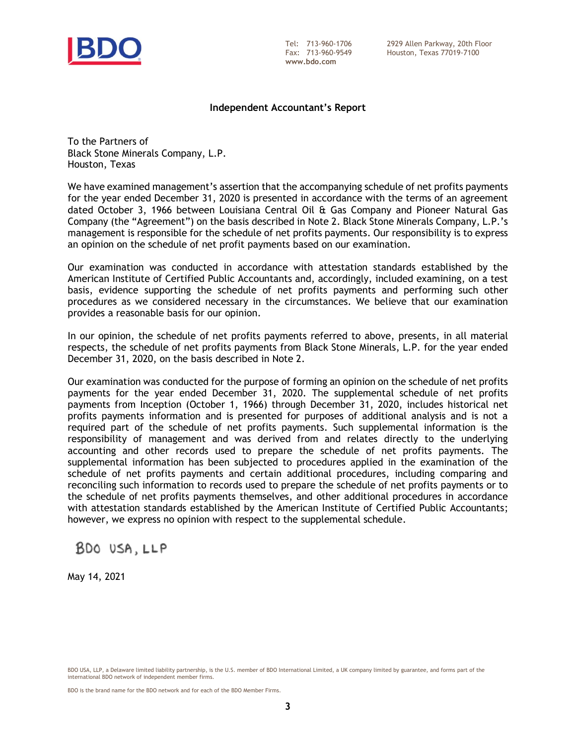BDO

Tel: 713-960-1706
Fax: 713-960-9549
www.bdo.com

2929 Allen Parkway, 20th Floor
Houston, Texas 77019-7100

## Independent Accountant's Report

To the Partners of
Black Stone Minerals Company, L.P.
Houston, Texas

We have examined management's assertion that the accompanying schedule of net profits payments for the year ended December 31, 2020 is presented in accordance with the terms of an agreement dated October 3, 1966 between Louisiana Central Oil & Gas Company and Pioneer Natural Gas Company (the "Agreement") on the basis described in Note 2. Black Stone Minerals Company, L.P.'s management is responsible for the schedule of net profits payments. Our responsibility is to express an opinion on the schedule of net profit payments based on our examination.

Our examination was conducted in accordance with attestation standards established by the American Institute of Certified Public Accountants and, accordingly, included examining, on a test basis, evidence supporting the schedule of net profits payments and performing such other procedures as we considered necessary in the circumstances. We believe that our examination provides a reasonable basis for our opinion.

In our opinion, the schedule of net profits payments referred to above, presents, in all material respects, the schedule of net profits payments from Black Stone Minerals, L.P. for the year ended December 31, 2020, on the basis described in Note 2.

Our examination was conducted for the purpose of forming an opinion on the schedule of net profits payments for the year ended December 31, 2020. The supplemental schedule of net profits payments from Inception (October 1, 1966) through December 31, 2020, includes historical net profits payments information and is presented for purposes of additional analysis and is not a required part of the schedule of net profits payments. Such supplemental information is the responsibility of management and was derived from and relates directly to the underlying accounting and other records used to prepare the schedule of net profits payments. The supplemental information has been subjected to procedures applied in the examination of the schedule of net profits payments and certain additional procedures, including comparing and reconciling such information to records used to prepare the schedule of net profits payments or to the schedule of net profits payments themselves, and other additional procedures in accordance with attestation standards established by the American Institute of Certified Public Accountants; however, we express no opinion with respect to the supplemental schedule.

BDO USA, LLP

May 14, 2021

BDO USA, LLP, a Delaware limited liability partnership, is the U.S. member of BDO International Limited, a UK company limited by guarantee, and forms part of the international BDO network of independent member firms.

BDO is the brand name for the BDO network and for each of the BDO Member Firms.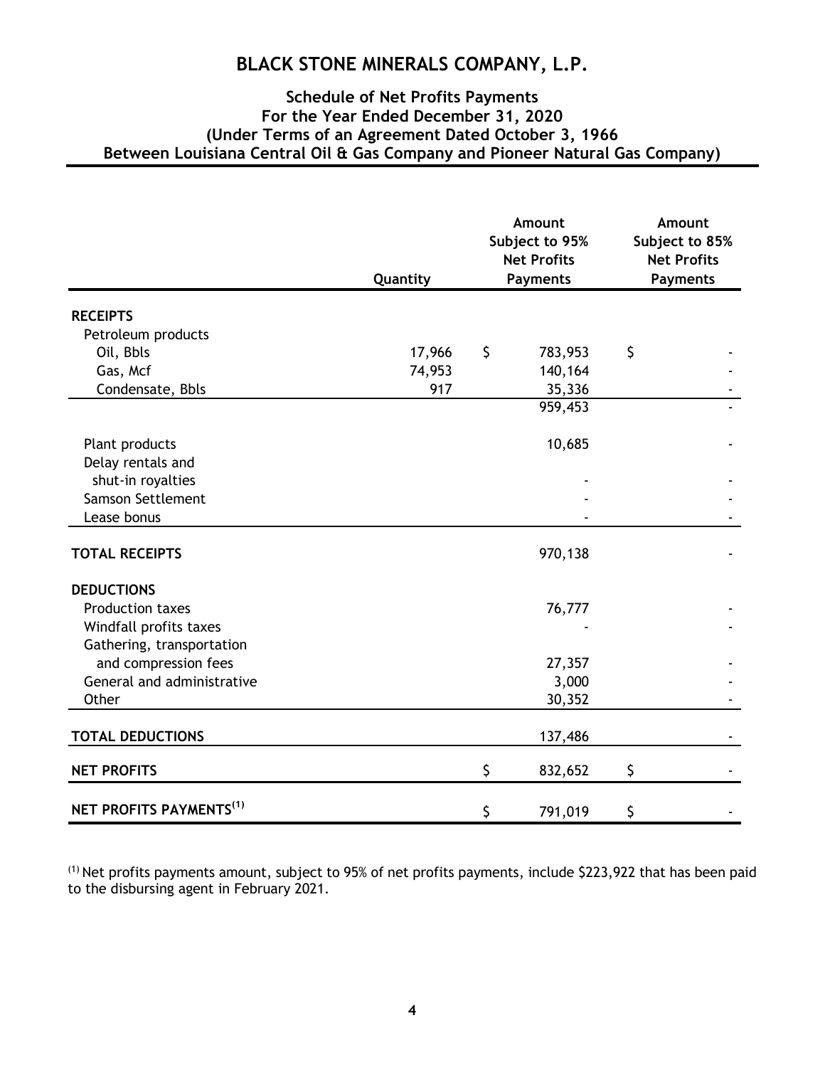# BLACK STONE MINERALS COMPANY, L.P.

## Schedule of Net Profits Payments
## For the Year Ended December 31, 2020
## (Under Terms of an Agreement Dated October 3, 1966
## Between Louisiana Central Oil & Gas Company and Pioneer Natural Gas Company)

| | Quantity | Amount Subject to 95% Net Profits Payments | Amount Subject to 85% Net Profits Payments |
|---|---|---|---|
| **RECEIPTS** | | | |
| Petroleum products | | | |
| Oil, Bbls | 17,966 | $ 783,953 | $ - |
| Gas, Mcf | 74,953 | 140,164 | - |
| Condensate, Bbls | 917 | 35,336 | - |
| | | 959,453 | - |
| Plant products | | 10,685 | - |
| Delay rentals and shut-in royalties | | - | - |
| Samson Settlement | | - | - |
| Lease bonus | | - | - |
| **TOTAL RECEIPTS** | | 970,138 | - |
| **DEDUCTIONS** | | | |
| Production taxes | | 76,777 | - |
| Windfall profits taxes | | - | - |
| Gathering, transportation and compression fees | | 27,357 | - |
| General and administrative | | 3,000 | - |
| Other | | 30,352 | - |
| **TOTAL DEDUCTIONS** | | 137,486 | - |
| **NET PROFITS** | | $ 832,652 | $ - |
| **NET PROFITS PAYMENTS[1]** | | $ 791,019 | $ - |

[1] Net profits payments amount, subject to 95% of net profits payments, include $223,922 that has been paid to the disbursing agent in February 2021.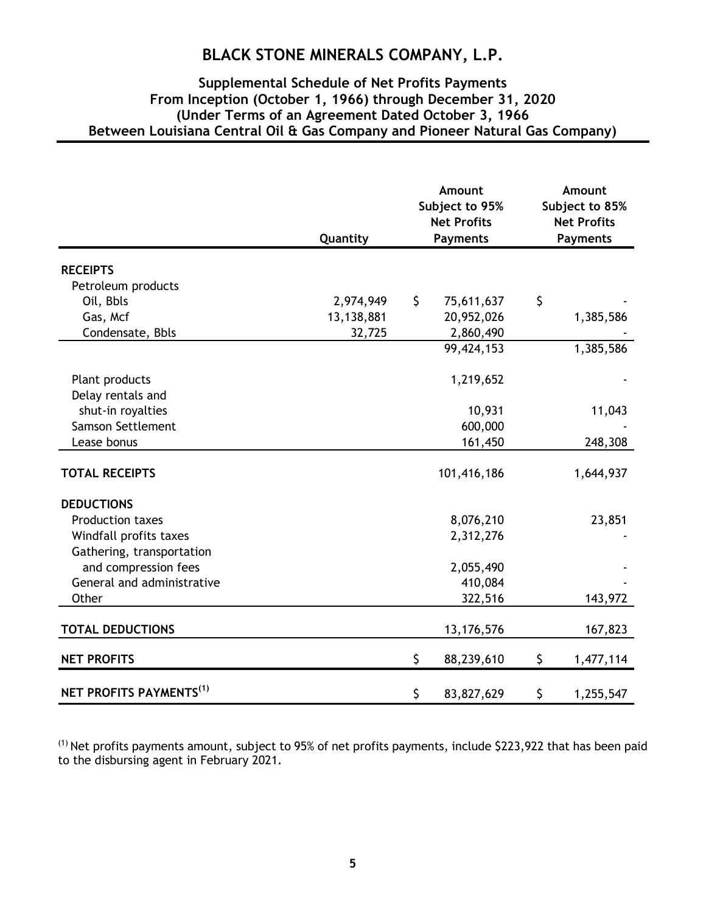# BLACK STONE MINERALS COMPANY, L.P.

## Supplemental Schedule of Net Profits Payments
## From Inception (October 1, 1966) through December 31, 2020
## (Under Terms of an Agreement Dated October 3, 1966
## Between Louisiana Central Oil & Gas Company and Pioneer Natural Gas Company)

| | Quantity | Amount Subject to 95% Net Profits Payments | Amount Subject to 85% Net Profits Payments |
|---|---|---|---|
| **RECEIPTS** | | | |
| Petroleum products | | | |
| Oil, Bbls | 2,974,949 | $ 75,611,637 | $ - |
| Gas, Mcf | 13,138,881 | 20,952,026 | 1,385,586 |
| Condensate, Bbls | 32,725 | 2,860,490 | - |
| | | 99,424,153 | 1,385,586 |
| Plant products | | 1,219,652 | - |
| Delay rentals and shut-in royalties | | 10,931 | 11,043 |
| Samson Settlement | | 600,000 | - |
| Lease bonus | | 161,450 | 248,308 |
| **TOTAL RECEIPTS** | | 101,416,186 | 1,644,937 |
| **DEDUCTIONS** | | | |
| Production taxes | | 8,076,210 | 23,851 |
| Windfall profits taxes | | 2,312,276 | - |
| Gathering, transportation and compression fees | | 2,055,490 | - |
| General and administrative | | 410,084 | - |
| Other | | 322,516 | 143,972 |
| **TOTAL DEDUCTIONS** | | 13,176,576 | 167,823 |
| **NET PROFITS** | | $ 88,239,610 | $ 1,477,114 |
| **NET PROFITS PAYMENTS[(1)]** | | $ 83,827,629 | $ 1,255,547 |

[(1)] Net profits payments amount, subject to 95% of net profits payments, include $223,922 that has been paid to the disbursing agent in February 2021.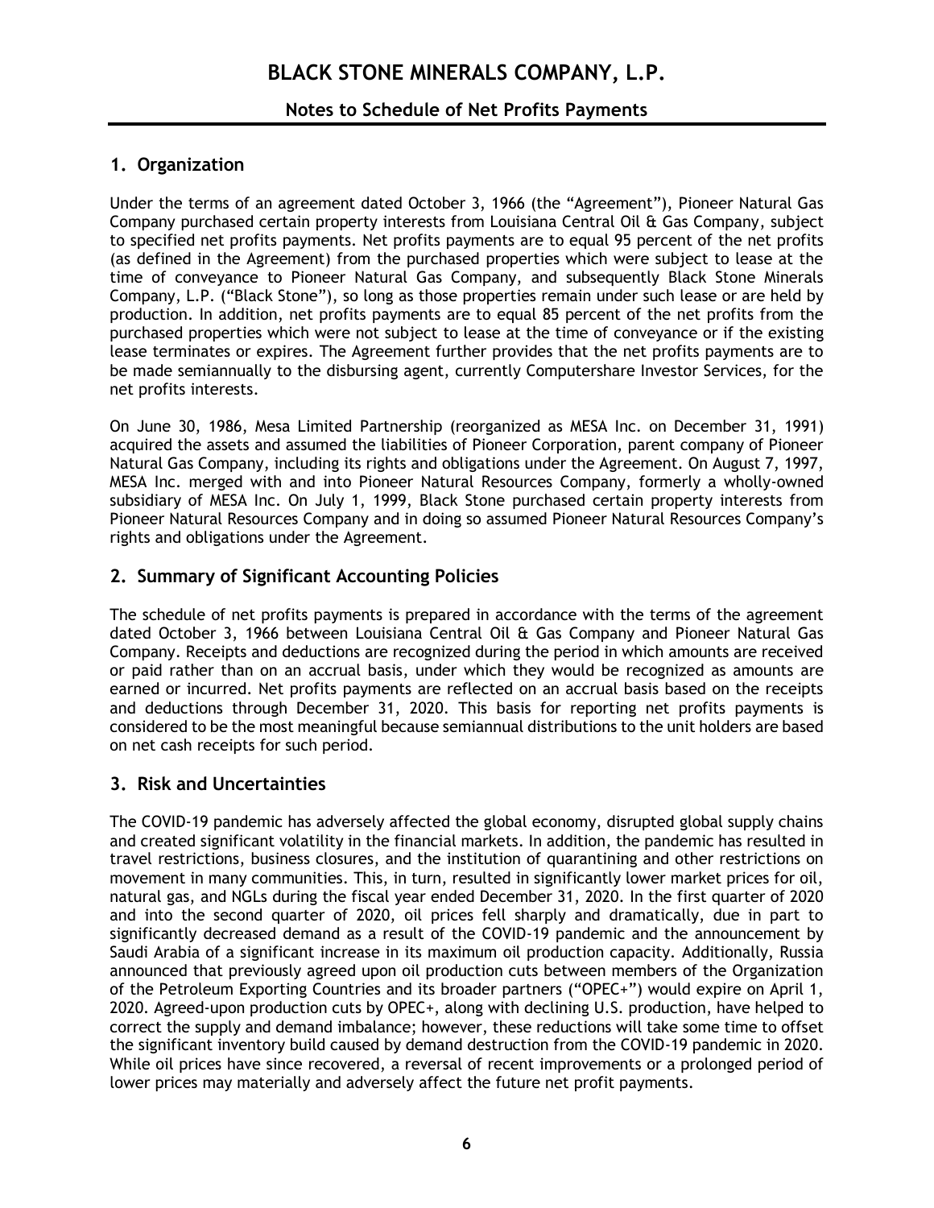# BLACK STONE MINERALS COMPANY, L.P.

## Notes to Schedule of Net Profits Payments

### 1. Organization

Under the terms of an agreement dated October 3, 1966 (the "Agreement"), Pioneer Natural Gas Company purchased certain property interests from Louisiana Central Oil & Gas Company, subject to specified net profits payments. Net profits payments are to equal 95 percent of the net profits (as defined in the Agreement) from the purchased properties which were subject to lease at the time of conveyance to Pioneer Natural Gas Company, and subsequently Black Stone Minerals Company, L.P. ("Black Stone"), so long as those properties remain under such lease or are held by production. In addition, net profits payments are to equal 85 percent of the net profits from the purchased properties which were not subject to lease at the time of conveyance or if the existing lease terminates or expires. The Agreement further provides that the net profits payments are to be made semiannually to the disbursing agent, currently Computershare Investor Services, for the net profits interests.

On June 30, 1986, Mesa Limited Partnership (reorganized as MESA Inc. on December 31, 1991) acquired the assets and assumed the liabilities of Pioneer Corporation, parent company of Pioneer Natural Gas Company, including its rights and obligations under the Agreement. On August 7, 1997, MESA Inc. merged with and into Pioneer Natural Resources Company, formerly a wholly-owned subsidiary of MESA Inc. On July 1, 1999, Black Stone purchased certain property interests from Pioneer Natural Resources Company and in doing so assumed Pioneer Natural Resources Company's rights and obligations under the Agreement.

### 2. Summary of Significant Accounting Policies

The schedule of net profits payments is prepared in accordance with the terms of the agreement dated October 3, 1966 between Louisiana Central Oil & Gas Company and Pioneer Natural Gas Company. Receipts and deductions are recognized during the period in which amounts are received or paid rather than on an accrual basis, under which they would be recognized as amounts are earned or incurred. Net profits payments are reflected on an accrual basis based on the receipts and deductions through December 31, 2020. This basis for reporting net profits payments is considered to be the most meaningful because semiannual distributions to the unit holders are based on net cash receipts for such period.

### 3. Risk and Uncertainties

The COVID-19 pandemic has adversely affected the global economy, disrupted global supply chains and created significant volatility in the financial markets. In addition, the pandemic has resulted in travel restrictions, business closures, and the institution of quarantining and other restrictions on movement in many communities. This, in turn, resulted in significantly lower market prices for oil, natural gas, and NGLs during the fiscal year ended December 31, 2020. In the first quarter of 2020 and into the second quarter of 2020, oil prices fell sharply and dramatically, due in part to significantly decreased demand as a result of the COVID-19 pandemic and the announcement by Saudi Arabia of a significant increase in its maximum oil production capacity. Additionally, Russia announced that previously agreed upon oil production cuts between members of the Organization of the Petroleum Exporting Countries and its broader partners ("OPEC+") would expire on April 1, 2020. Agreed-upon production cuts by OPEC+, along with declining U.S. production, have helped to correct the supply and demand imbalance; however, these reductions will take some time to offset the significant inventory build caused by demand destruction from the COVID-19 pandemic in 2020. While oil prices have since recovered, a reversal of recent improvements or a prolonged period of lower prices may materially and adversely affect the future net profit payments.